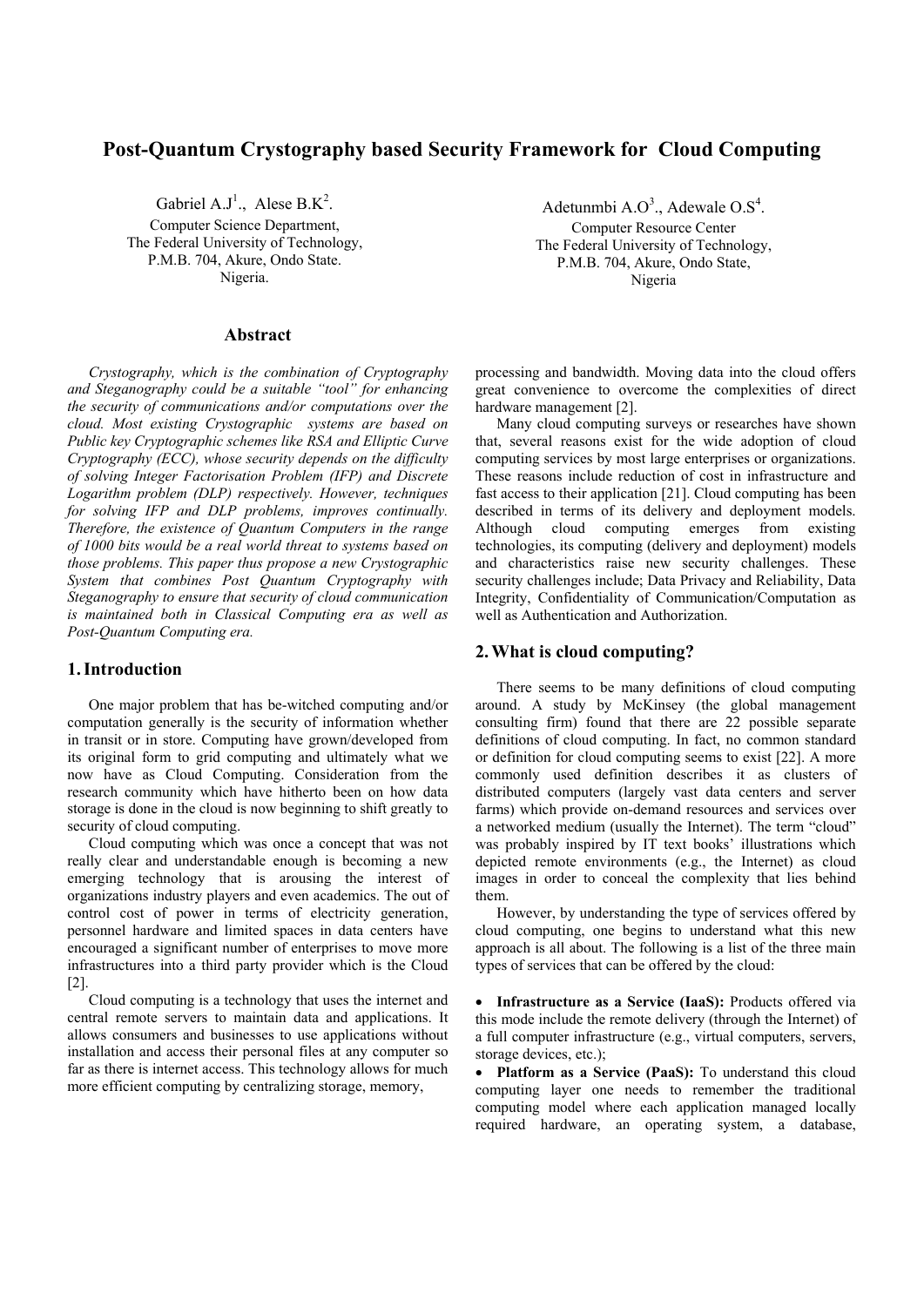# Post-Quantum Crystography based Security Framework for Cloud Computing

Gabriel A.J[1]., Alese B.K[2].
Computer Science Department,
The Federal University of Technology,
P.M.B. 704, Akure, Ondo State.
Nigeria.

Adetunmbi A.O[3]., Adewale O.S[4].
Computer Resource Center
The Federal University of Technology,
P.M.B. 704, Akure, Ondo State,
Nigeria

## Abstract

*Crystography, which is the combination of Cryptography and Steganography could be a suitable "tool" for enhancing the security of communications and/or computations over the cloud. Most existing Crystographic systems are based on Public key Cryptographic schemes like RSA and Elliptic Curve Cryptography (ECC), whose security depends on the difficulty of solving Integer Factorisation Problem (IFP) and Discrete Logarithm problem (DLP) respectively. However, techniques for solving IFP and DLP problems, improves continually. Therefore, the existence of Quantum Computers in the range of 1000 bits would be a real world threat to systems based on those problems. This paper thus propose a new Crystographic System that combines Post Quantum Cryptography with Steganography to ensure that security of cloud communication is maintained both in Classical Computing era as well as Post-Quantum Computing era.*

## 1. Introduction

One major problem that has be-witched computing and/or computation generally is the security of information whether in transit or in store. Computing have grown/developed from its original form to grid computing and ultimately what we now have as Cloud Computing. Consideration from the research community which have hitherto been on how data storage is done in the cloud is now beginning to shift greatly to security of cloud computing.

Cloud computing which was once a concept that was not really clear and understandable enough is becoming a new emerging technology that is arousing the interest of organizations industry players and even academics. The out of control cost of power in terms of electricity generation, personnel hardware and limited spaces in data centers have encouraged a significant number of enterprises to move more infrastructures into a third party provider which is the Cloud [2].

Cloud computing is a technology that uses the internet and central remote servers to maintain data and applications. It allows consumers and businesses to use applications without installation and access their personal files at any computer so far as there is internet access. This technology allows for much more efficient computing by centralizing storage, memory, processing and bandwidth. Moving data into the cloud offers great convenience to overcome the complexities of direct hardware management [2].

Many cloud computing surveys or researches have shown that, several reasons exist for the wide adoption of cloud computing services by most large enterprises or organizations. These reasons include reduction of cost in infrastructure and fast access to their application [21]. Cloud computing has been described in terms of its delivery and deployment models. Although cloud computing emerges from existing technologies, its computing (delivery and deployment) models and characteristics raise new security challenges. These security challenges include; Data Privacy and Reliability, Data Integrity, Confidentiality of Communication/Computation as well as Authentication and Authorization.

## 2. What is cloud computing?

There seems to be many definitions of cloud computing around. A study by McKinsey (the global management consulting firm) found that there are 22 possible separate definitions of cloud computing. In fact, no common standard or definition for cloud computing seems to exist [22]. A more commonly used definition describes it as clusters of distributed computers (largely vast data centers and server farms) which provide on-demand resources and services over a networked medium (usually the Internet). The term "cloud" was probably inspired by IT text books' illustrations which depicted remote environments (e.g., the Internet) as cloud images in order to conceal the complexity that lies behind them.

However, by understanding the type of services offered by cloud computing, one begins to understand what this new approach is all about. The following is a list of the three main types of services that can be offered by the cloud:

- **Infrastructure as a Service (IaaS):** Products offered via this mode include the remote delivery (through the Internet) of a full computer infrastructure (e.g., virtual computers, servers, storage devices, etc.);
- **Platform as a Service (PaaS):** To understand this cloud computing layer one needs to remember the traditional computing model where each application managed locally required hardware, an operating system, a database,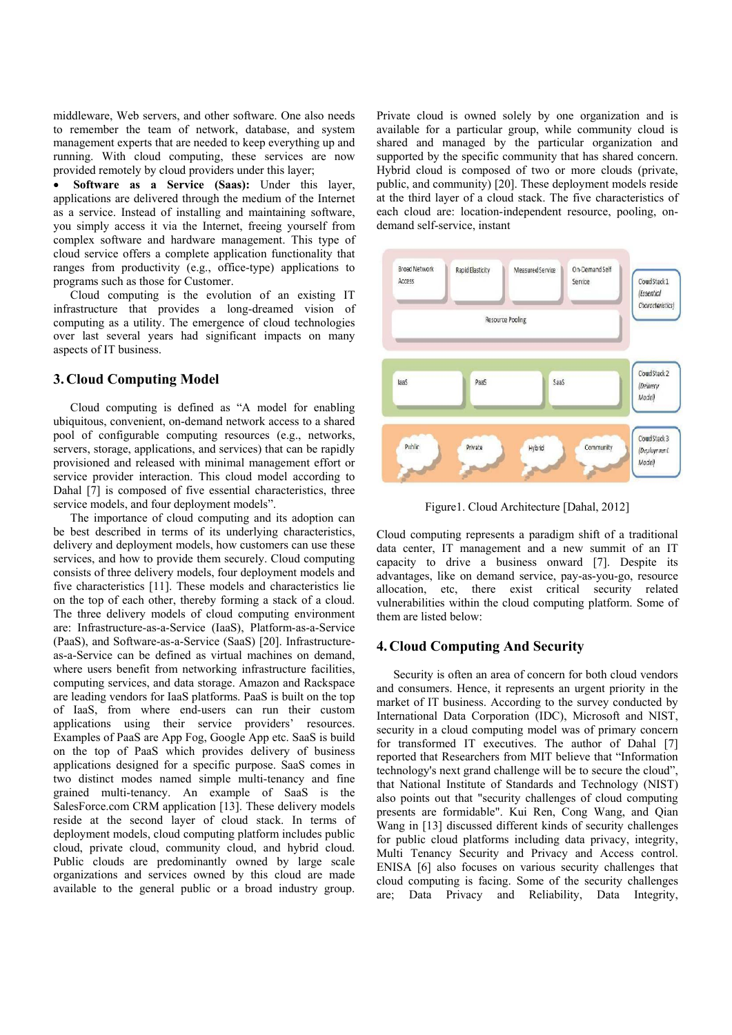middleware, Web servers, and other software. One also needs to remember the team of network, database, and system management experts that are needed to keep everything up and running. With cloud computing, these services are now provided remotely by cloud providers under this layer;

- **Software as a Service (Saas):** Under this layer, applications are delivered through the medium of the Internet as a service. Instead of installing and maintaining software, you simply access it via the Internet, freeing yourself from complex software and hardware management. This type of cloud service offers a complete application functionality that ranges from productivity (e.g., office-type) applications to programs such as those for Customer.

Cloud computing is the evolution of an existing IT infrastructure that provides a long-dreamed vision of computing as a utility. The emergence of cloud technologies over last several years had significant impacts on many aspects of IT business.

## 3. Cloud Computing Model

Cloud computing is defined as "A model for enabling ubiquitous, convenient, on-demand network access to a shared pool of configurable computing resources (e.g., networks, servers, storage, applications, and services) that can be rapidly provisioned and released with minimal management effort or service provider interaction. This cloud model according to Dahal [7] is composed of five essential characteristics, three service models, and four deployment models".

The importance of cloud computing and its adoption can be best described in terms of its underlying characteristics, delivery and deployment models, how customers can use these services, and how to provide them securely. Cloud computing consists of three delivery models, four deployment models and five characteristics [11]. These models and characteristics lie on the top of each other, thereby forming a stack of a cloud. The three delivery models of cloud computing environment are: Infrastructure-as-a-Service (IaaS), Platform-as-a-Service (PaaS), and Software-as-a-Service (SaaS) [20]. Infrastructure-as-a-Service can be defined as virtual machines on demand, where users benefit from networking infrastructure facilities, computing services, and data storage. Amazon and Rackspace are leading vendors for IaaS platforms. PaaS is built on the top of IaaS, from where end-users can run their custom applications using their service providers' resources. Examples of PaaS are App Fog, Google App etc. SaaS is build on the top of PaaS which provides delivery of business applications designed for a specific purpose. SaaS comes in two distinct modes named simple multi-tenancy and fine grained multi-tenancy. An example of SaaS is the SalesForce.com CRM application [13]. These delivery models reside at the second layer of cloud stack. In terms of deployment models, cloud computing platform includes public cloud, private cloud, community cloud, and hybrid cloud. Public clouds are predominantly owned by large scale organizations and services owned by this cloud are made available to the general public or a broad industry group. Private cloud is owned solely by one organization and is available for a particular group, while community cloud is shared and managed by the particular organization and supported by the specific community that has shared concern. Hybrid cloud is composed of two or more clouds (private, public, and community) [20]. These deployment models reside at the third layer of a cloud stack. The five characteristics of each cloud are: location-independent resource, pooling, on-demand self-service, instant

Broad Network Access
Rapid Elasticity
Measured Service
On-Demand Self Service
Resource Pooling
Cloud Stack 1 (Essential Characteristics)
IaaS
PaaS
SaaS
Cloud Stack 2 (Delivery Model)
Public
Private
Hybrid
Community
Cloud Stack 3 (Deployment Model)

Figure1. Cloud Architecture [Dahal, 2012]

Cloud computing represents a paradigm shift of a traditional data center, IT management and a new summit of an IT capacity to drive a business onward [7]. Despite its advantages, like on demand service, pay-as-you-go, resource allocation, etc, there exist critical security related vulnerabilities within the cloud computing platform. Some of them are listed below:

## 4. Cloud Computing And Security

Security is often an area of concern for both cloud vendors and consumers. Hence, it represents an urgent priority in the market of IT business. According to the survey conducted by International Data Corporation (IDC), Microsoft and NIST, security in a cloud computing model was of primary concern for transformed IT executives. The author of Dahal [7] reported that Researchers from MIT believe that "Information technology's next grand challenge will be to secure the cloud", that National Institute of Standards and Technology (NIST) also points out that "security challenges of cloud computing presents are formidable". Kui Ren, Cong Wang, and Qian Wang in [13] discussed different kinds of security challenges for public cloud platforms including data privacy, integrity, Multi Tenancy Security and Privacy and Access control. ENISA [6] also focuses on various security challenges that cloud computing is facing. Some of the security challenges are; Data Privacy and Reliability, Data Integrity,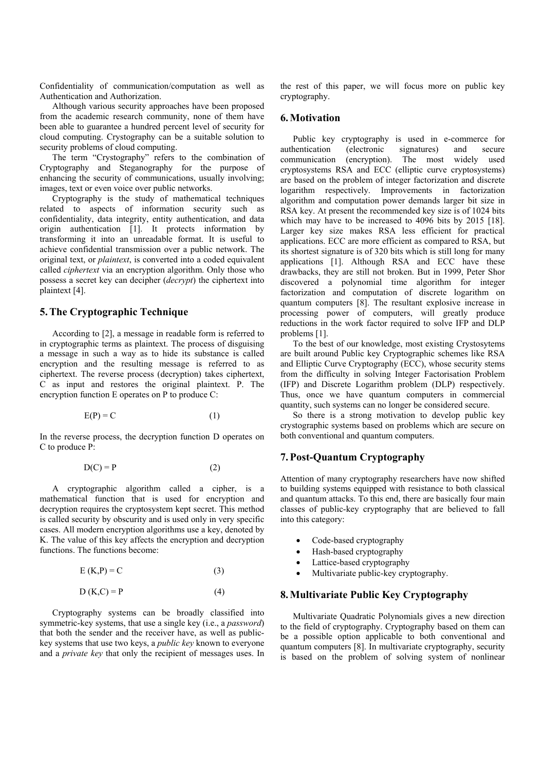Confidentiality of communication/computation as well as Authentication and Authorization.

Although various security approaches have been proposed from the academic research community, none of them have been able to guarantee a hundred percent level of security for cloud computing. Crystography can be a suitable solution to security problems of cloud computing.

The term "Crystography" refers to the combination of Cryptography and Steganography for the purpose of enhancing the security of communications, usually involving; images, text or even voice over public networks.

Cryptography is the study of mathematical techniques related to aspects of information security such as confidentiality, data integrity, entity authentication, and data origin authentication [1]. It protects information by transforming it into an unreadable format. It is useful to achieve confidential transmission over a public network. The original text, or *plaintext*, is converted into a coded equivalent called *ciphertext* via an encryption algorithm. Only those who possess a secret key can decipher (*decrypt*) the ciphertext into plaintext [4].

## 5. The Cryptographic Technique

According to [2], a message in readable form is referred to in cryptographic terms as plaintext. The process of disguising a message in such a way as to hide its substance is called encryption and the resulting message is referred to as ciphertext. The reverse process (decryption) takes ciphertext, C as input and restores the original plaintext. P. The encryption function E operates on P to produce C:

$$E(P) = C \qquad (1)$$

In the reverse process, the decryption function D operates on C to produce P:

$$D(C) = P \qquad (2)$$

A cryptographic algorithm called a cipher, is a mathematical function that is used for encryption and decryption requires the cryptosystem kept secret. This method is called security by obscurity and is used only in very specific cases. All modern encryption algorithms use a key, denoted by K. The value of this key affects the encryption and decryption functions. The functions become:

$$E(K,P) = C \qquad (3)$$

$$D(K,C) = P \qquad (4)$$

Cryptography systems can be broadly classified into symmetric-key systems, that use a single key (i.e., a *password*) that both the sender and the receiver have, as well as public-key systems that use two keys, a *public key* known to everyone and a *private key* that only the recipient of messages uses. In the rest of this paper, we will focus more on public key cryptography.

## 6. Motivation

Public key cryptography is used in e-commerce for authentication (electronic signatures) and secure communication (encryption). The most widely used cryptosystems RSA and ECC (elliptic curve cryptosystems) are based on the problem of integer factorization and discrete logarithm respectively. Improvements in factorization algorithm and computation power demands larger bit size in RSA key. At present the recommended key size is of 1024 bits which may have to be increased to 4096 bits by 2015 [18]. Larger key size makes RSA less efficient for practical applications. ECC are more efficient as compared to RSA, but its shortest signature is of 320 bits which is still long for many applications [1]. Although RSA and ECC have these drawbacks, they are still not broken. But in 1999, Peter Shor discovered a polynomial time algorithm for integer factorization and computation of discrete logarithm on quantum computers [8]. The resultant explosive increase in processing power of computers, will greatly produce reductions in the work factor required to solve IFP and DLP problems [1].

To the best of our knowledge, most existing Crystosytems are built around Public key Cryptographic schemes like RSA and Elliptic Curve Cryptography (ECC), whose security stems from the difficulty in solving Integer Factorisation Problem (IFP) and Discrete Logarithm problem (DLP) respectively. Thus, once we have quantum computers in commercial quantity, such systems can no longer be considered secure.

So there is a strong motivation to develop public key crystographic systems based on problems which are secure on both conventional and quantum computers.

## 7. Post-Quantum Cryptography

Attention of many cryptography researchers have now shifted to building systems equipped with resistance to both classical and quantum attacks. To this end, there are basically four main classes of public-key cryptography that are believed to fall into this category:

- Code-based cryptography
- Hash-based cryptography
- Lattice-based cryptography
- Multivariate public-key cryptography.

## 8. Multivariate Public Key Cryptography

Multivariate Quadratic Polynomials gives a new direction to the field of cryptography. Cryptography based on them can be a possible option applicable to both conventional and quantum computers [8]. In multivariate cryptography, security is based on the problem of solving system of nonlinear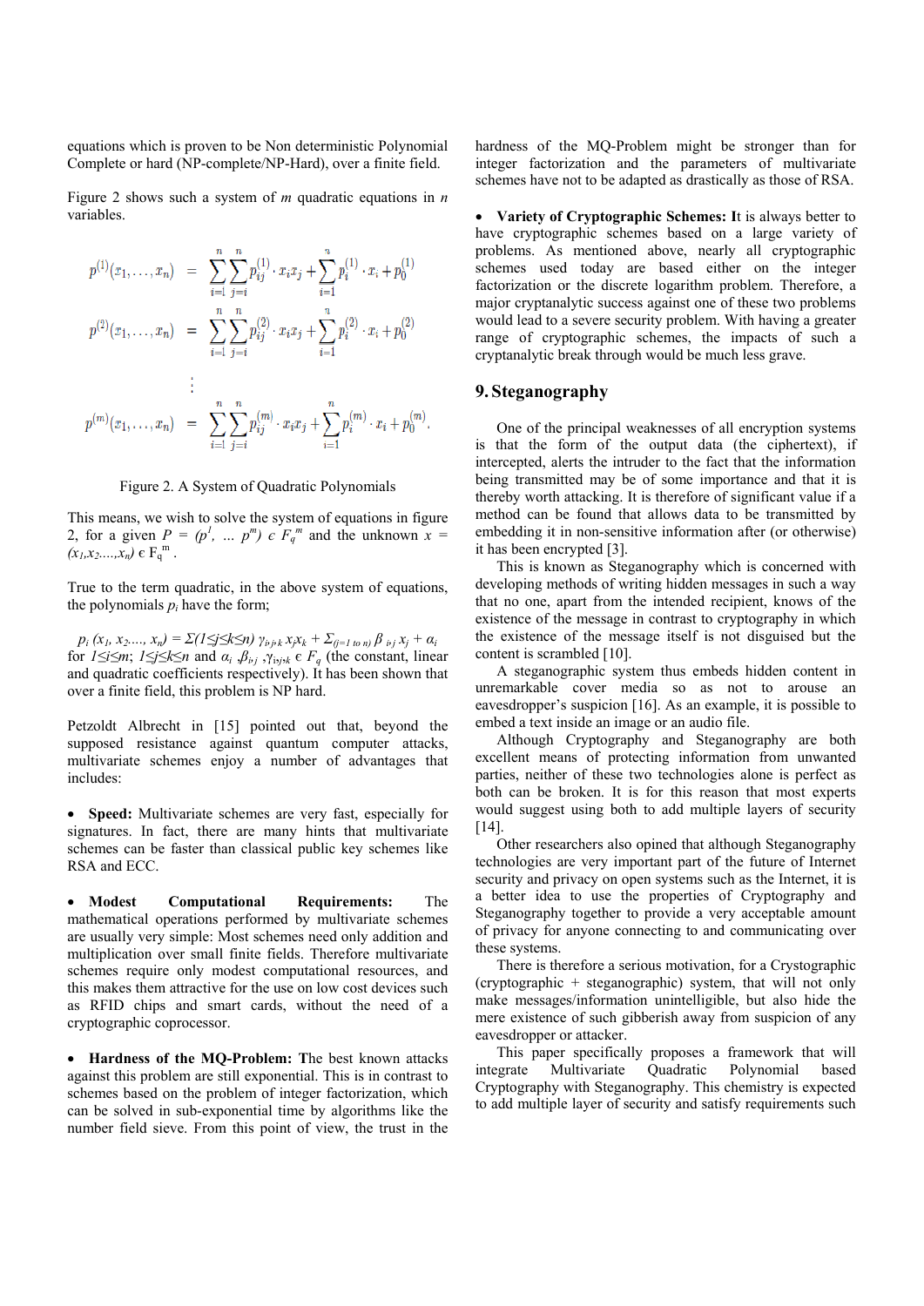equations which is proven to be Non deterministic Polynomial Complete or hard (NP-complete/NP-Hard), over a finite field.

Figure 2 shows such a system of *m* quadratic equations in *n* variables.

$$
\begin{aligned}
p^{(1)}(x_1,\ldots,x_n) &= \sum_{i=1}^{n}\sum_{j=i}^{n} p_{ij}^{(1)}\cdot x_i x_j + \sum_{i=1}^{n} p_i^{(1)}\cdot x_i + p_0^{(1)} \\
p^{(2)}(x_1,\ldots,x_n) &= \sum_{i=1}^{n}\sum_{j=i}^{n} p_{ij}^{(2)}\cdot x_i x_j + \sum_{i=1}^{n} p_i^{(2)}\cdot x_i + p_0^{(2)} \\
&\vdots \\
p^{(m)}(x_1,\ldots,x_n) &= \sum_{i=1}^{n}\sum_{j=i}^{n} p_{ij}^{(m)}\cdot x_i x_j + \sum_{i=1}^{n} p_i^{(m)}\cdot x_i + p_0^{(m)}.
\end{aligned}
$$

Figure 2. A System of Quadratic Polynomials

This means, we wish to solve the system of equations in figure 2, for a given $P = (p^1, \ldots p^m) \in F_q^m$ and the unknown $x = (x_1, x_2, \ldots, x_n) \in F_q^m$ .

True to the term quadratic, in the above system of equations, the polynomials $p_i$ have the form;

$p_i(x_1, x_2, \ldots, x_n) = \Sigma(1 \leq j \leq k \leq n)\ \gamma_{i,j,k}\, x_j x_k + \Sigma_{(j=1 \text{ to } n)}\ \beta_{i,j}\, x_j + \alpha_i$ for $1 \leq i \leq m$; $1 \leq j \leq k \leq n$ and $\alpha_i, \beta_{i,j}, \gamma_{i,j,k} \in F_q$ (the constant, linear and quadratic coefficients respectively). It has been shown that over a finite field, this problem is NP hard.

Petzoldt Albrecht in [15] pointed out that, beyond the supposed resistance against quantum computer attacks, multivariate schemes enjoy a number of advantages that includes:

- **Speed:** Multivariate schemes are very fast, especially for signatures. In fact, there are many hints that multivariate schemes can be faster than classical public key schemes like RSA and ECC.

- **Modest Computational Requirements:** The mathematical operations performed by multivariate schemes are usually very simple: Most schemes need only addition and multiplication over small finite fields. Therefore multivariate schemes require only modest computational resources, and this makes them attractive for the use on low cost devices such as RFID chips and smart cards, without the need of a cryptographic coprocessor.

- **Hardness of the MQ-Problem:** The best known attacks against this problem are still exponential. This is in contrast to schemes based on the problem of integer factorization, which can be solved in sub-exponential time by algorithms like the number field sieve. From this point of view, the trust in the hardness of the MQ-Problem might be stronger than for integer factorization and the parameters of multivariate schemes have not to be adapted as drastically as those of RSA.

- **Variety of Cryptographic Schemes:** It is always better to have cryptographic schemes based on a large variety of problems. As mentioned above, nearly all cryptographic schemes used today are based either on the integer factorization or the discrete logarithm problem. Therefore, a major cryptanalytic success against one of these two problems would lead to a severe security problem. With having a greater range of cryptographic schemes, the impacts of such a cryptanalytic break through would be much less grave.

## 9. Steganography

One of the principal weaknesses of all encryption systems is that the form of the output data (the ciphertext), if intercepted, alerts the intruder to the fact that the information being transmitted may be of some importance and that it is thereby worth attacking. It is therefore of significant value if a method can be found that allows data to be transmitted by embedding it in non-sensitive information after (or otherwise) it has been encrypted [3].

This is known as Steganography which is concerned with developing methods of writing hidden messages in such a way that no one, apart from the intended recipient, knows of the existence of the message in contrast to cryptography in which the existence of the message itself is not disguised but the content is scrambled [10].

A steganographic system thus embeds hidden content in unremarkable cover media so as not to arouse an eavesdropper's suspicion [16]. As an example, it is possible to embed a text inside an image or an audio file.

Although Cryptography and Steganography are both excellent means of protecting information from unwanted parties, neither of these two technologies alone is perfect as both can be broken. It is for this reason that most experts would suggest using both to add multiple layers of security [14].

Other researchers also opined that although Steganography technologies are very important part of the future of Internet security and privacy on open systems such as the Internet, it is a better idea to use the properties of Cryptography and Steganography together to provide a very acceptable amount of privacy for anyone connecting to and communicating over these systems.

There is therefore a serious motivation, for a Crystographic (cryptographic + steganographic) system, that will not only make messages/information unintelligible, but also hide the mere existence of such gibberish away from suspicion of any eavesdropper or attacker.

This paper specifically proposes a framework that will integrate Multivariate Quadratic Polynomial based Cryptography with Steganography. This chemistry is expected to add multiple layer of security and satisfy requirements such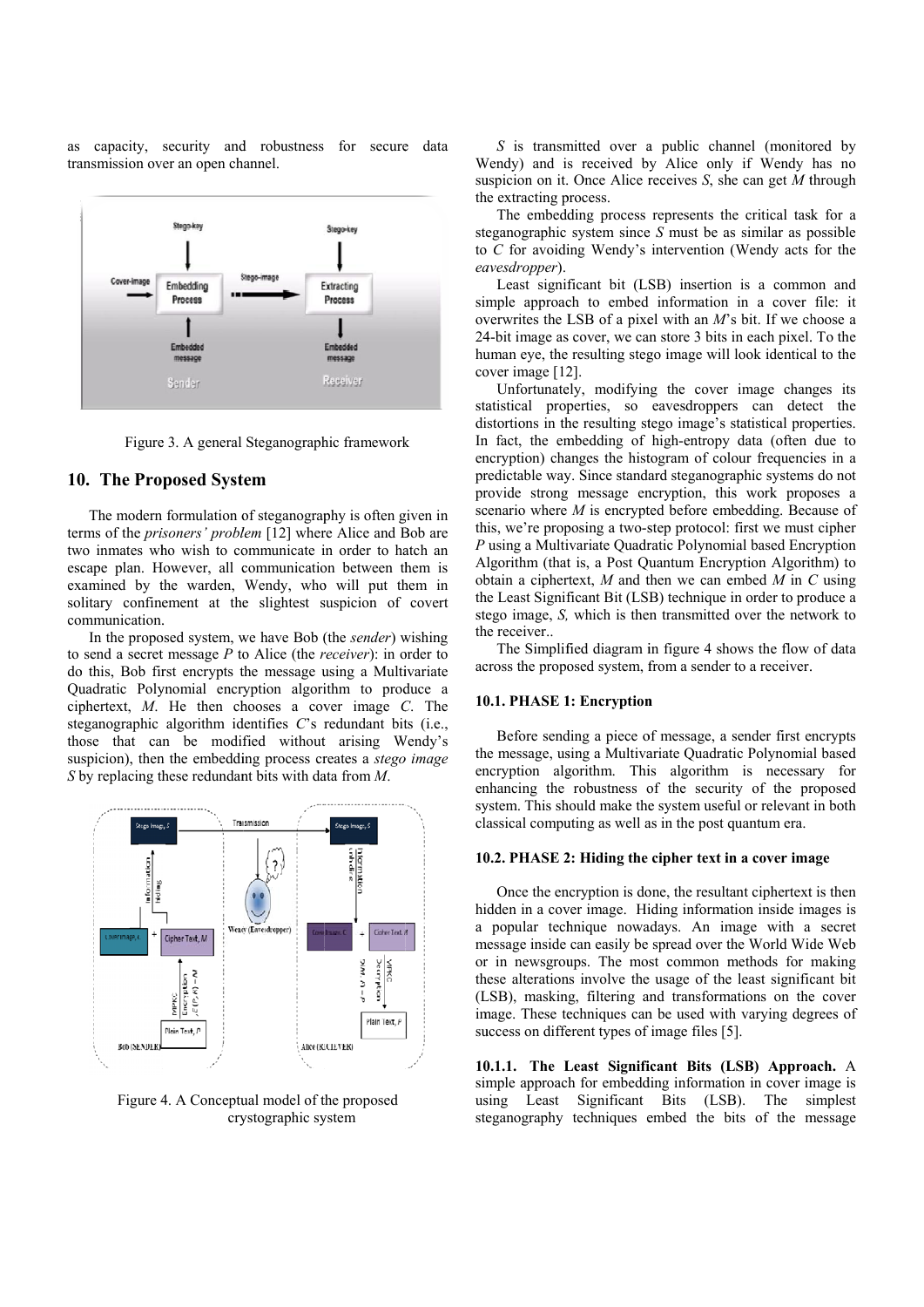as capacity, security and robustness for secure data transmission over an open channel.

Figure 3. A general Steganographic framework

## 10. The Proposed System

The modern formulation of steganography is often given in terms of the *prisoners' problem* [12] where Alice and Bob are two inmates who wish to communicate in order to hatch an escape plan. However, all communication between them is examined by the warden, Wendy, who will put them in solitary confinement at the slightest suspicion of covert communication.

In the proposed system, we have Bob (the *sender*) wishing to send a secret message *P* to Alice (the *receiver*): in order to do this, Bob first encrypts the message using a Multivariate Quadratic Polynomial encryption algorithm to produce a ciphertext, *M*. He then chooses a cover image *C*. The steganographic algorithm identifies *C*'s redundant bits (i.e., those that can be modified without arising Wendy's suspicion), then the embedding process creates a *stego image* *S* by replacing these redundant bits with data from *M*.

Figure 4. A Conceptual model of the proposed crystographic system

*S* is transmitted over a public channel (monitored by Wendy) and is received by Alice only if Wendy has no suspicion on it. Once Alice receives *S*, she can get *M* through the extracting process.

The embedding process represents the critical task for a steganographic system since *S* must be as similar as possible to *C* for avoiding Wendy's intervention (Wendy acts for the *eavesdropper*).

Least significant bit (LSB) insertion is a common and simple approach to embed information in a cover file: it overwrites the LSB of a pixel with an *M*'s bit. If we choose a 24-bit image as cover, we can store 3 bits in each pixel. To the human eye, the resulting stego image will look identical to the cover image [12].

Unfortunately, modifying the cover image changes its statistical properties, so eavesdroppers can detect the distortions in the resulting stego image's statistical properties. In fact, the embedding of high-entropy data (often due to encryption) changes the histogram of colour frequencies in a predictable way. Since standard steganographic systems do not provide strong message encryption, this work proposes a scenario where *M* is encrypted before embedding. Because of this, we're proposing a two-step protocol: first we must cipher *P* using a Multivariate Quadratic Polynomial based Encryption Algorithm (that is, a Post Quantum Encryption Algorithm) to obtain a ciphertext, *M* and then we can embed *M* in *C* using the Least Significant Bit (LSB) technique in order to produce a stego image, *S,* which is then transmitted over the network to the receiver..

The Simplified diagram in figure 4 shows the flow of data across the proposed system, from a sender to a receiver.

### 10.1. PHASE 1: Encryption

Before sending a piece of message, a sender first encrypts the message, using a Multivariate Quadratic Polynomial based encryption algorithm. This algorithm is necessary for enhancing the robustness of the security of the proposed system. This should make the system useful or relevant in both classical computing as well as in the post quantum era.

### 10.2. PHASE 2: Hiding the cipher text in a cover image

Once the encryption is done, the resultant ciphertext is then hidden in a cover image. Hiding information inside images is a popular technique nowadays. An image with a secret message inside can easily be spread over the World Wide Web or in newsgroups. The most common methods for making these alterations involve the usage of the least significant bit (LSB), masking, filtering and transformations on the cover image. These techniques can be used with varying degrees of success on different types of image files [5].

**10.1.1. The Least Significant Bits (LSB) Approach.** A simple approach for embedding information in cover image is using Least Significant Bits (LSB). The simplest steganography techniques embed the bits of the message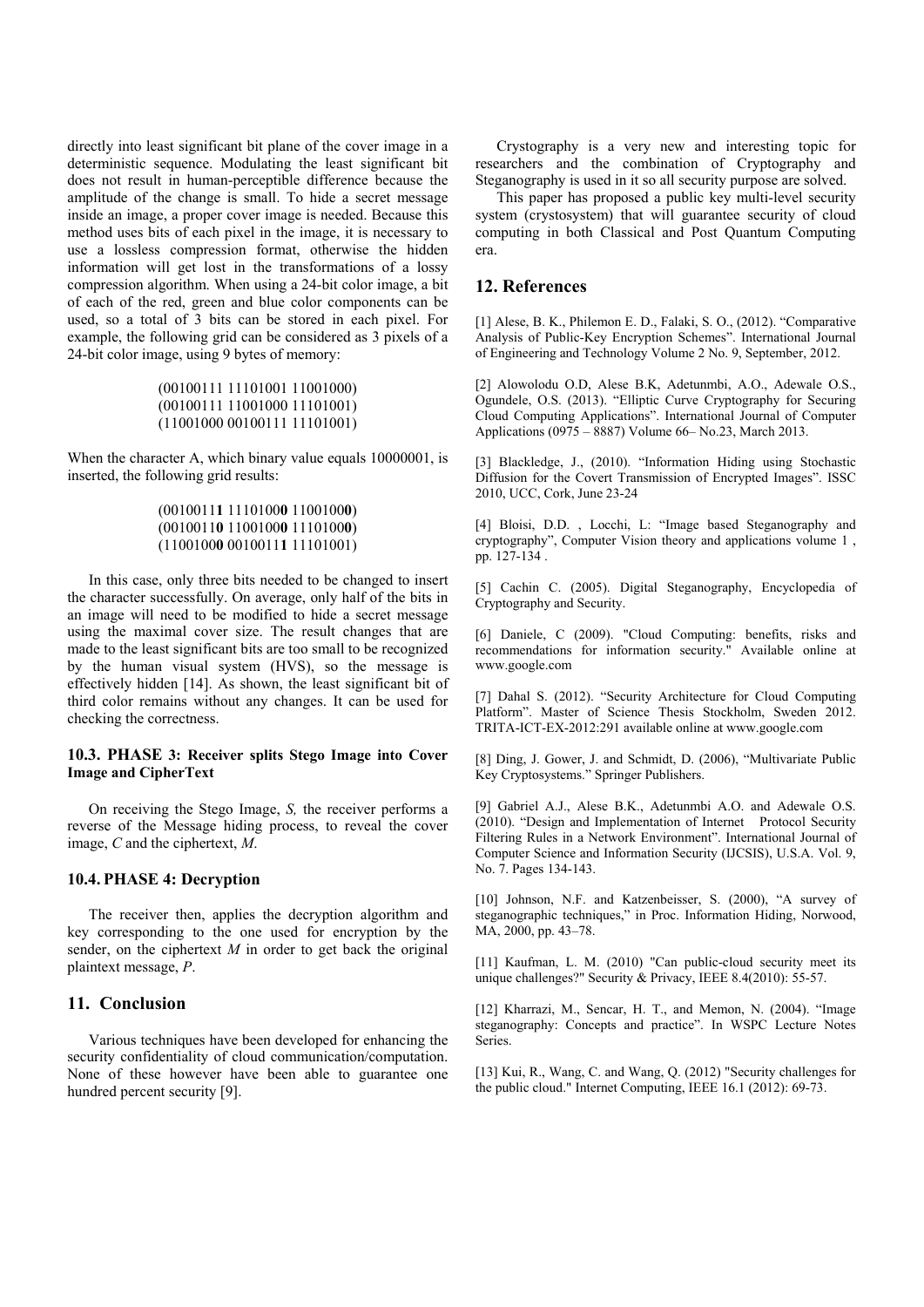directly into least significant bit plane of the cover image in a deterministic sequence. Modulating the least significant bit does not result in human-perceptible difference because the amplitude of the change is small. To hide a secret message inside an image, a proper cover image is needed. Because this method uses bits of each pixel in the image, it is necessary to use a lossless compression format, otherwise the hidden information will get lost in the transformations of a lossy compression algorithm. When using a 24-bit color image, a bit of each of the red, green and blue color components can be used, so a total of 3 bits can be stored in each pixel. For example, the following grid can be considered as 3 pixels of a 24-bit color image, using 9 bytes of memory:

(00100111 11101001 11001000)
(00100111 11001000 11101001)
(11001000 00100111 11101001)

When the character A, which binary value equals 10000001, is inserted, the following grid results:

(0010011**1** 1110100**0** 1100100**0**)
(0010011**0** 1100100**0** 1110100**0**)
(1100100**0** 0010011**1** 11101001)

In this case, only three bits needed to be changed to insert the character successfully. On average, only half of the bits in an image will need to be modified to hide a secret message using the maximal cover size. The result changes that are made to the least significant bits are too small to be recognized by the human visual system (HVS), so the message is effectively hidden [14]. As shown, the least significant bit of third color remains without any changes. It can be used for checking the correctness.

### 10.3. PHASE 3: Receiver splits Stego Image into Cover Image and CipherText

On receiving the Stego Image, *S,* the receiver performs a reverse of the Message hiding process, to reveal the cover image, *C* and the ciphertext, *M*.

### 10.4. PHASE 4: Decryption

The receiver then, applies the decryption algorithm and key corresponding to the one used for encryption by the sender, on the ciphertext *M* in order to get back the original plaintext message, *P*.

## 11. Conclusion

Various techniques have been developed for enhancing the security confidentiality of cloud communication/computation. None of these however have been able to guarantee one hundred percent security [9].

Crystography is a very new and interesting topic for researchers and the combination of Cryptography and Steganography is used in it so all security purpose are solved.

This paper has proposed a public key multi-level security system (crystosystem) that will guarantee security of cloud computing in both Classical and Post Quantum Computing era.

## 12. References

[1] Alese, B. K., Philemon E. D., Falaki, S. O., (2012). "Comparative Analysis of Public-Key Encryption Schemes". International Journal of Engineering and Technology Volume 2 No. 9, September, 2012.

[2] Alowolodu O.D, Alese B.K, Adetunmbi, A.O., Adewale O.S., Ogundele, O.S. (2013). "Elliptic Curve Cryptography for Securing Cloud Computing Applications". International Journal of Computer Applications (0975 – 8887) Volume 66– No.23, March 2013.

[3] Blackledge, J., (2010). "Information Hiding using Stochastic Diffusion for the Covert Transmission of Encrypted Images". ISSC 2010, UCC, Cork, June 23-24

[4] Bloisi, D.D. , Locchi, L: "Image based Steganography and cryptography", Computer Vision theory and applications volume 1 , pp. 127-134 .

[5] Cachin C. (2005). Digital Steganography, Encyclopedia of Cryptography and Security.

[6] Daniele, C (2009). "Cloud Computing: benefits, risks and recommendations for information security." Available online at www.google.com

[7] Dahal S. (2012). "Security Architecture for Cloud Computing Platform". Master of Science Thesis Stockholm, Sweden 2012. TRITA-ICT-EX-2012:291 available online at www.google.com

[8] Ding, J. Gower, J. and Schmidt, D. (2006), "Multivariate Public Key Cryptosystems." Springer Publishers.

[9] Gabriel A.J., Alese B.K., Adetunmbi A.O. and Adewale O.S. (2010). "Design and Implementation of Internet Protocol Security Filtering Rules in a Network Environment". International Journal of Computer Science and Information Security (IJCSIS), U.S.A. Vol. 9, No. 7. Pages 134-143.

[10] Johnson, N.F. and Katzenbeisser, S. (2000), "A survey of steganographic techniques," in Proc. Information Hiding, Norwood, MA, 2000, pp. 43–78.

[11] Kaufman, L. M. (2010) "Can public-cloud security meet its unique challenges?" Security & Privacy, IEEE 8.4(2010): 55-57.

[12] Kharrazi, M., Sencar, H. T., and Memon, N. (2004). "Image steganography: Concepts and practice". In WSPC Lecture Notes Series.

[13] Kui, R., Wang, C. and Wang, Q. (2012) "Security challenges for the public cloud." Internet Computing, IEEE 16.1 (2012): 69-73.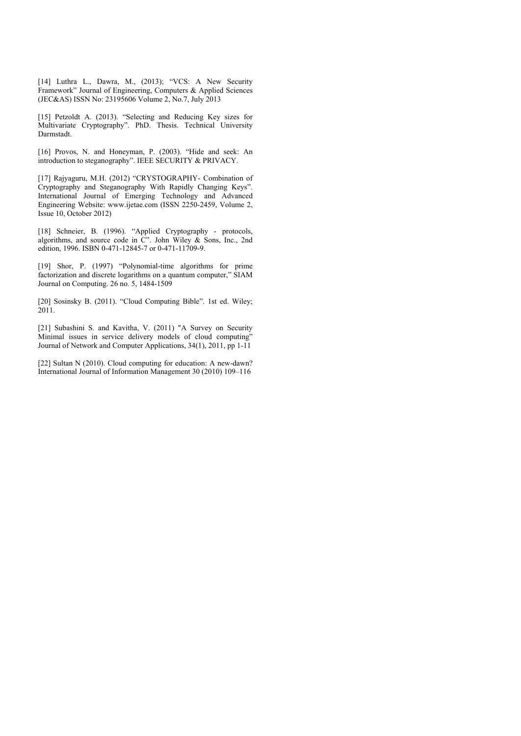[14] Luthra L., Dawra, M., (2013); “VCS: A New Security Framework” Journal of Engineering, Computers & Applied Sciences (JEC&AS) ISSN No: 23195606 Volume 2, No.7, July 2013

[15] Petzoldt A. (2013). “Selecting and Reducing Key sizes for Multivariate Cryptography”. PhD. Thesis. Technical University Darmstadt.

[16] Provos, N. and Honeyman, P. (2003). “Hide and seek: An introduction to steganography”. IEEE SECURITY & PRIVACY.

[17] Rajyaguru, M.H. (2012) “CRYSTOGRAPHY- Combination of Cryptography and Steganography With Rapidly Changing Keys”. International Journal of Emerging Technology and Advanced Engineering Website: www.ijetae.com (ISSN 2250-2459, Volume 2, Issue 10, October 2012)

[18] Schneier, B. (1996). “Applied Cryptography - protocols, algorithms, and source code in C”. John Wiley & Sons, Inc., 2nd edition, 1996. ISBN 0-471-12845-7 or 0-471-11709-9.

[19] Shor, P. (1997) “Polynomial-time algorithms for prime factorization and discrete logarithms on a quantum computer,” SIAM Journal on Computing. 26 no. 5, 1484-1509

[20] Sosinsky B. (2011). “Cloud Computing Bible”. 1st ed. Wiley; 2011.

[21] Subashini S. and Kavitha, V. (2011) "A Survey on Security Minimal issues in service delivery models of cloud computing” Journal of Network and Computer Applications, 34(1), 2011, pp 1-11

[22] Sultan N (2010). Cloud computing for education: A new-dawn? International Journal of Information Management 30 (2010) 109–116